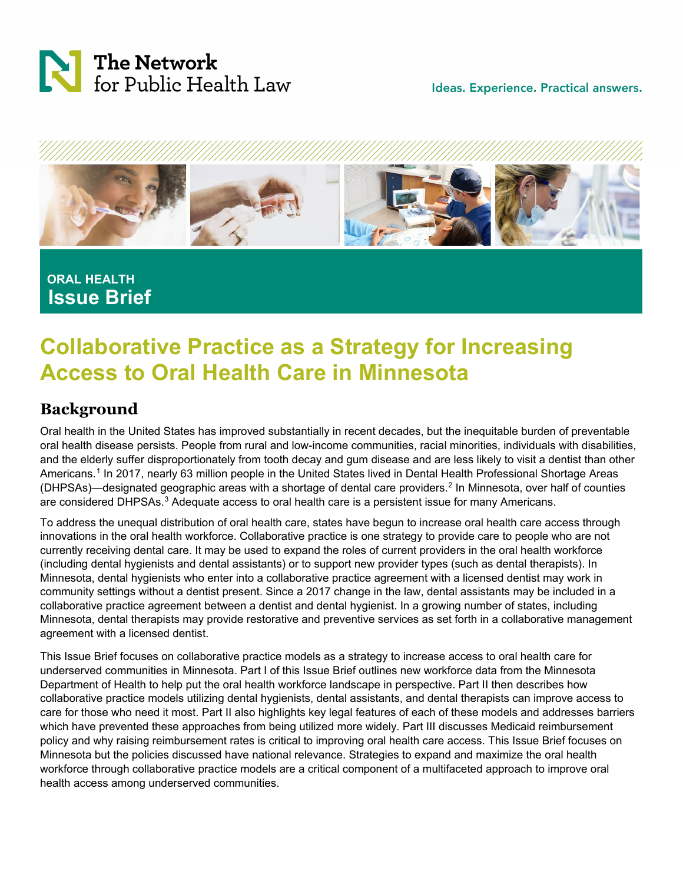The Network for Public Health Law

Ideas. Experience. Practical answers.

ORAL HEALTH
**Issue Brief**

# Collaborative Practice as a Strategy for Increasing Access to Oral Health Care in Minnesota

## Background

Oral health in the United States has improved substantially in recent decades, but the inequitable burden of preventable oral health disease persists. People from rural and low-income communities, racial minorities, individuals with disabilities, and the elderly suffer disproportionately from tooth decay and gum disease and are less likely to visit a dentist than other Americans.[1] In 2017, nearly 63 million people in the United States lived in Dental Health Professional Shortage Areas (DHPSAs)—designated geographic areas with a shortage of dental care providers.[2] In Minnesota, over half of counties are considered DHPSAs.[3] Adequate access to oral health care is a persistent issue for many Americans.

To address the unequal distribution of oral health care, states have begun to increase oral health care access through innovations in the oral health workforce. Collaborative practice is one strategy to provide care to people who are not currently receiving dental care. It may be used to expand the roles of current providers in the oral health workforce (including dental hygienists and dental assistants) or to support new provider types (such as dental therapists). In Minnesota, dental hygienists who enter into a collaborative practice agreement with a licensed dentist may work in community settings without a dentist present. Since a 2017 change in the law, dental assistants may be included in a collaborative practice agreement between a dentist and dental hygienist. In a growing number of states, including Minnesota, dental therapists may provide restorative and preventive services as set forth in a collaborative management agreement with a licensed dentist.

This Issue Brief focuses on collaborative practice models as a strategy to increase access to oral health care for underserved communities in Minnesota. Part I of this Issue Brief outlines new workforce data from the Minnesota Department of Health to help put the oral health workforce landscape in perspective. Part II then describes how collaborative practice models utilizing dental hygienists, dental assistants, and dental therapists can improve access to care for those who need it most. Part II also highlights key legal features of each of these models and addresses barriers which have prevented these approaches from being utilized more widely. Part III discusses Medicaid reimbursement policy and why raising reimbursement rates is critical to improving oral health care access. This Issue Brief focuses on Minnesota but the policies discussed have national relevance. Strategies to expand and maximize the oral health workforce through collaborative practice models are a critical component of a multifaceted approach to improve oral health access among underserved communities.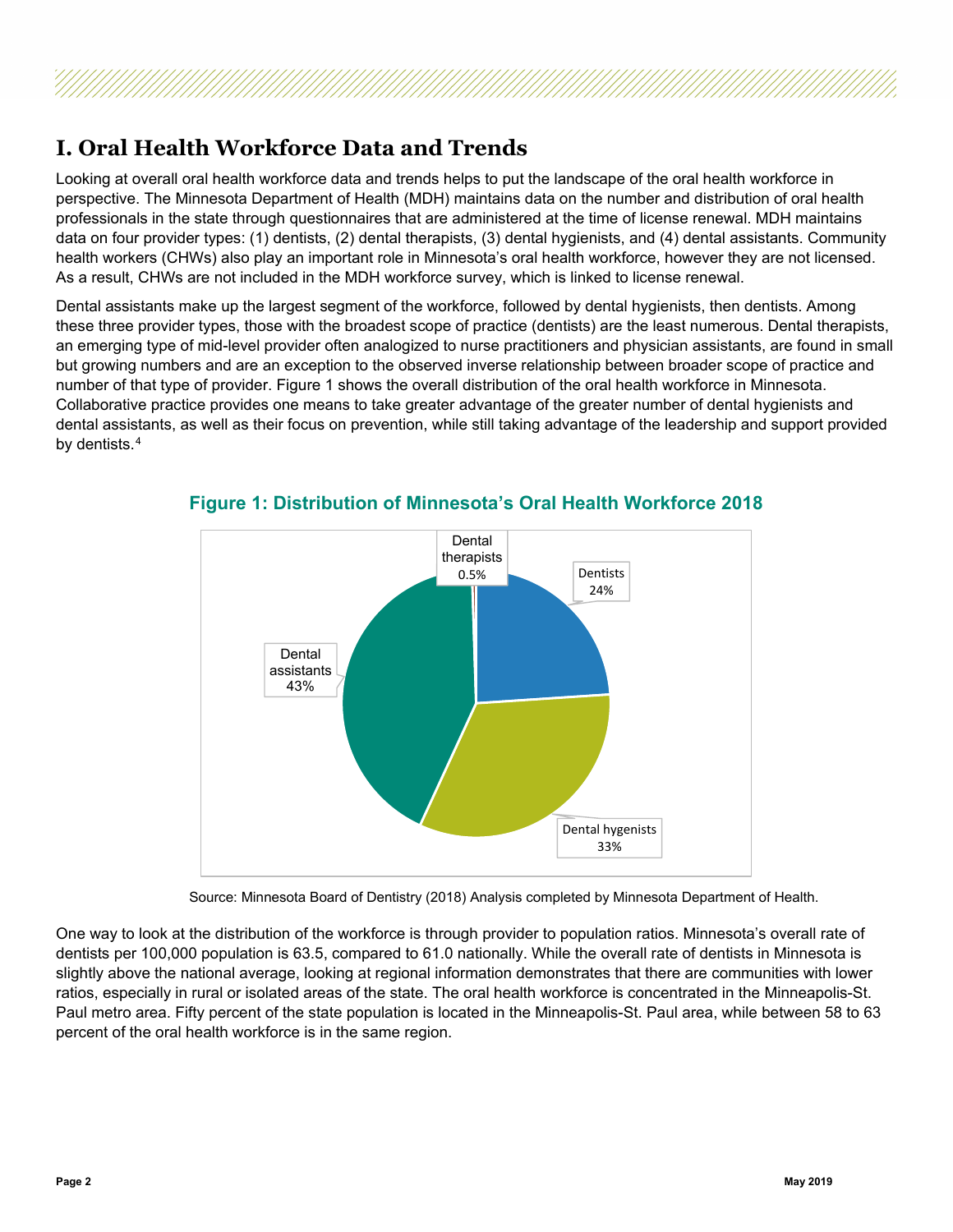# I. Oral Health Workforce Data and Trends

Looking at overall oral health workforce data and trends helps to put the landscape of the oral health workforce in perspective. The Minnesota Department of Health (MDH) maintains data on the number and distribution of oral health professionals in the state through questionnaires that are administered at the time of license renewal. MDH maintains data on four provider types: (1) dentists, (2) dental therapists, (3) dental hygienists, and (4) dental assistants. Community health workers (CHWs) also play an important role in Minnesota's oral health workforce, however they are not licensed. As a result, CHWs are not included in the MDH workforce survey, which is linked to license renewal.

Dental assistants make up the largest segment of the workforce, followed by dental hygienists, then dentists. Among these three provider types, those with the broadest scope of practice (dentists) are the least numerous. Dental therapists, an emerging type of mid-level provider often analogized to nurse practitioners and physician assistants, are found in small but growing numbers and are an exception to the observed inverse relationship between broader scope of practice and number of that type of provider. Figure 1 shows the overall distribution of the oral health workforce in Minnesota. Collaborative practice provides one means to take greater advantage of the greater number of dental hygienists and dental assistants, as well as their focus on prevention, while still taking advantage of the leadership and support provided by dentists.[4]

**Figure 1: Distribution of Minnesota's Oral Health Workforce 2018**

| Provider type | Percent |
|---|---|
| Dental therapists | 0.5% |
| Dentists | 24% |
| Dental hygenists | 33% |
| Dental assistants | 43% |

Source: Minnesota Board of Dentistry (2018) Analysis completed by Minnesota Department of Health.

One way to look at the distribution of the workforce is through provider to population ratios. Minnesota's overall rate of dentists per 100,000 population is 63.5, compared to 61.0 nationally. While the overall rate of dentists in Minnesota is slightly above the national average, looking at regional information demonstrates that there are communities with lower ratios, especially in rural or isolated areas of the state. The oral health workforce is concentrated in the Minneapolis-St. Paul metro area. Fifty percent of the state population is located in the Minneapolis-St. Paul area, while between 58 to 63 percent of the oral health workforce is in the same region.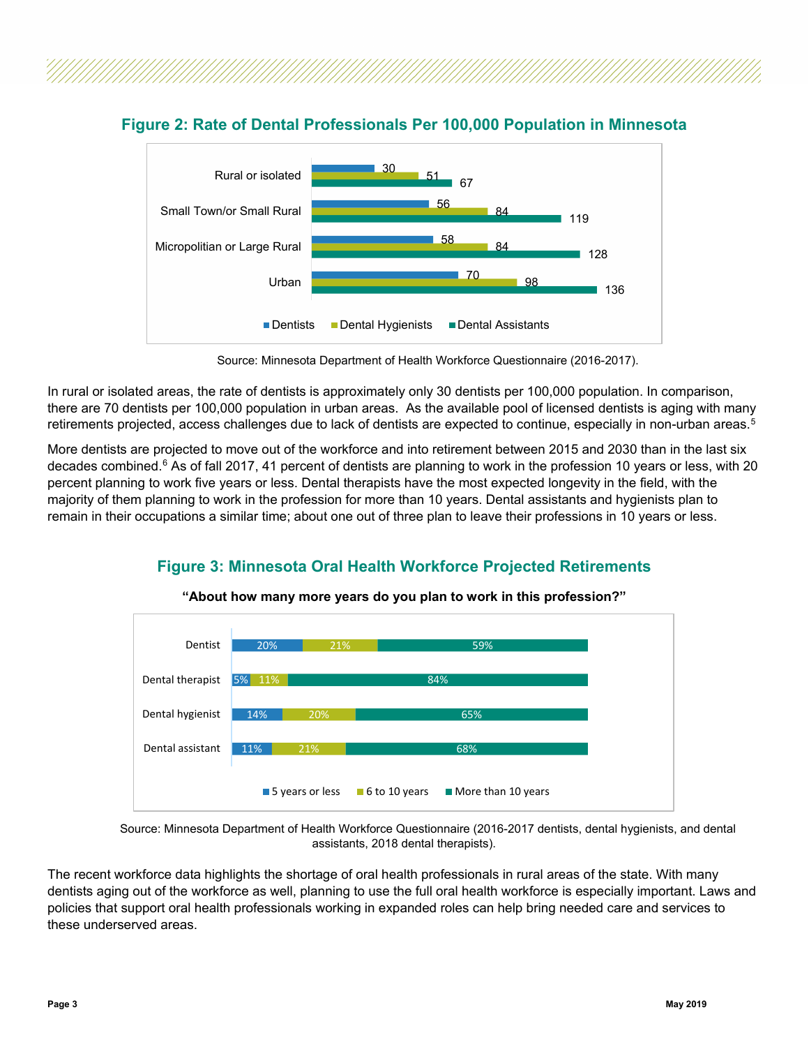## Figure 2: Rate of Dental Professionals Per 100,000 Population in Minnesota

| | Dentists | Dental Hygienists | Dental Assistants |
|---|---|---|---|
| Rural or isolated | 30 | 51 | 67 |
| Small Town/or Small Rural | 56 | 84 | 119 |
| Micropolitian or Large Rural | 58 | 84 | 128 |
| Urban | 70 | 98 | 136 |

Source: Minnesota Department of Health Workforce Questionnaire (2016-2017).

In rural or isolated areas, the rate of dentists is approximately only 30 dentists per 100,000 population. In comparison, there are 70 dentists per 100,000 population in urban areas. As the available pool of licensed dentists is aging with many retirements projected, access challenges due to lack of dentists are expected to continue, especially in non-urban areas.[5]

More dentists are projected to move out of the workforce and into retirement between 2015 and 2030 than in the last six decades combined.[6] As of fall 2017, 41 percent of dentists are planning to work in the profession 10 years or less, with 20 percent planning to work five years or less. Dental therapists have the most expected longevity in the field, with the majority of them planning to work in the profession for more than 10 years. Dental assistants and hygienists plan to remain in their occupations a similar time; about one out of three plan to leave their professions in 10 years or less.

## Figure 3: Minnesota Oral Health Workforce Projected Retirements

**"About how many more years do you plan to work in this profession?"**

| | 5 years or less | 6 to 10 years | More than 10 years |
|---|---|---|---|
| Dentist | 20% | 21% | 59% |
| Dental therapist | 5% | 11% | 84% |
| Dental hygienist | 14% | 20% | 65% |
| Dental assistant | 11% | 21% | 68% |

Source: Minnesota Department of Health Workforce Questionnaire (2016-2017 dentists, dental hygienists, and dental assistants, 2018 dental therapists).

The recent workforce data highlights the shortage of oral health professionals in rural areas of the state. With many dentists aging out of the workforce as well, planning to use the full oral health workforce is especially important. Laws and policies that support oral health professionals working in expanded roles can help bring needed care and services to these underserved areas.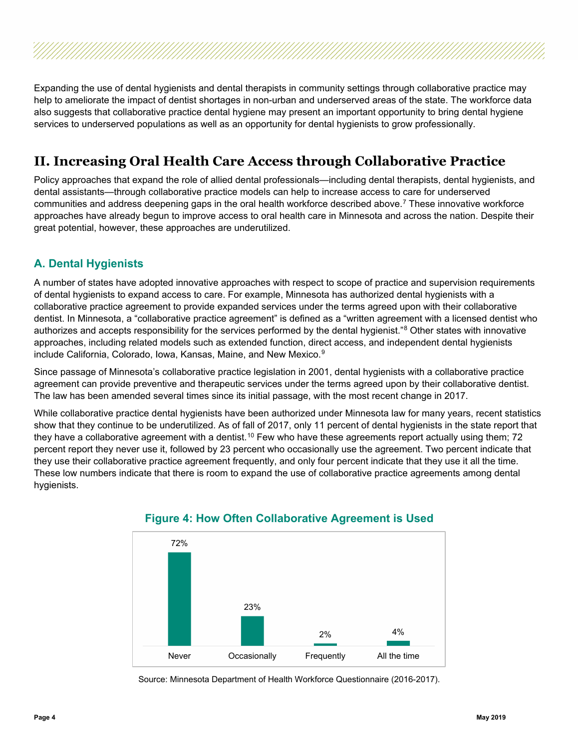Expanding the use of dental hygienists and dental therapists in community settings through collaborative practice may help to ameliorate the impact of dentist shortages in non-urban and underserved areas of the state. The workforce data also suggests that collaborative practice dental hygiene may present an important opportunity to bring dental hygiene services to underserved populations as well as an opportunity for dental hygienists to grow professionally.

## II. Increasing Oral Health Care Access through Collaborative Practice

Policy approaches that expand the role of allied dental professionals—including dental therapists, dental hygienists, and dental assistants—through collaborative practice models can help to increase access to care for underserved communities and address deepening gaps in the oral health workforce described above.[7] These innovative workforce approaches have already begun to improve access to oral health care in Minnesota and across the nation. Despite their great potential, however, these approaches are underutilized.

### A. Dental Hygienists

A number of states have adopted innovative approaches with respect to scope of practice and supervision requirements of dental hygienists to expand access to care. For example, Minnesota has authorized dental hygienists with a collaborative practice agreement to provide expanded services under the terms agreed upon with their collaborative dentist. In Minnesota, a "collaborative practice agreement" is defined as a "written agreement with a licensed dentist who authorizes and accepts responsibility for the services performed by the dental hygienist."[8] Other states with innovative approaches, including related models such as extended function, direct access, and independent dental hygienists include California, Colorado, Iowa, Kansas, Maine, and New Mexico.[9]

Since passage of Minnesota's collaborative practice legislation in 2001, dental hygienists with a collaborative practice agreement can provide preventive and therapeutic services under the terms agreed upon by their collaborative dentist. The law has been amended several times since its initial passage, with the most recent change in 2017.

While collaborative practice dental hygienists have been authorized under Minnesota law for many years, recent statistics show that they continue to be underutilized. As of fall of 2017, only 11 percent of dental hygienists in the state report that they have a collaborative agreement with a dentist.[10] Few who have these agreements report actually using them; 72 percent report they never use it, followed by 23 percent who occasionally use the agreement. Two percent indicate that they use their collaborative practice agreement frequently, and only four percent indicate that they use it all the time. These low numbers indicate that there is room to expand the use of collaborative practice agreements among dental hygienists.

**Figure 4: How Often Collaborative Agreement is Used**

| Never | Occasionally | Frequently | All the time |
|---|---|---|---|
| 72% | 23% | 2% | 4% |

Source: Minnesota Department of Health Workforce Questionnaire (2016-2017).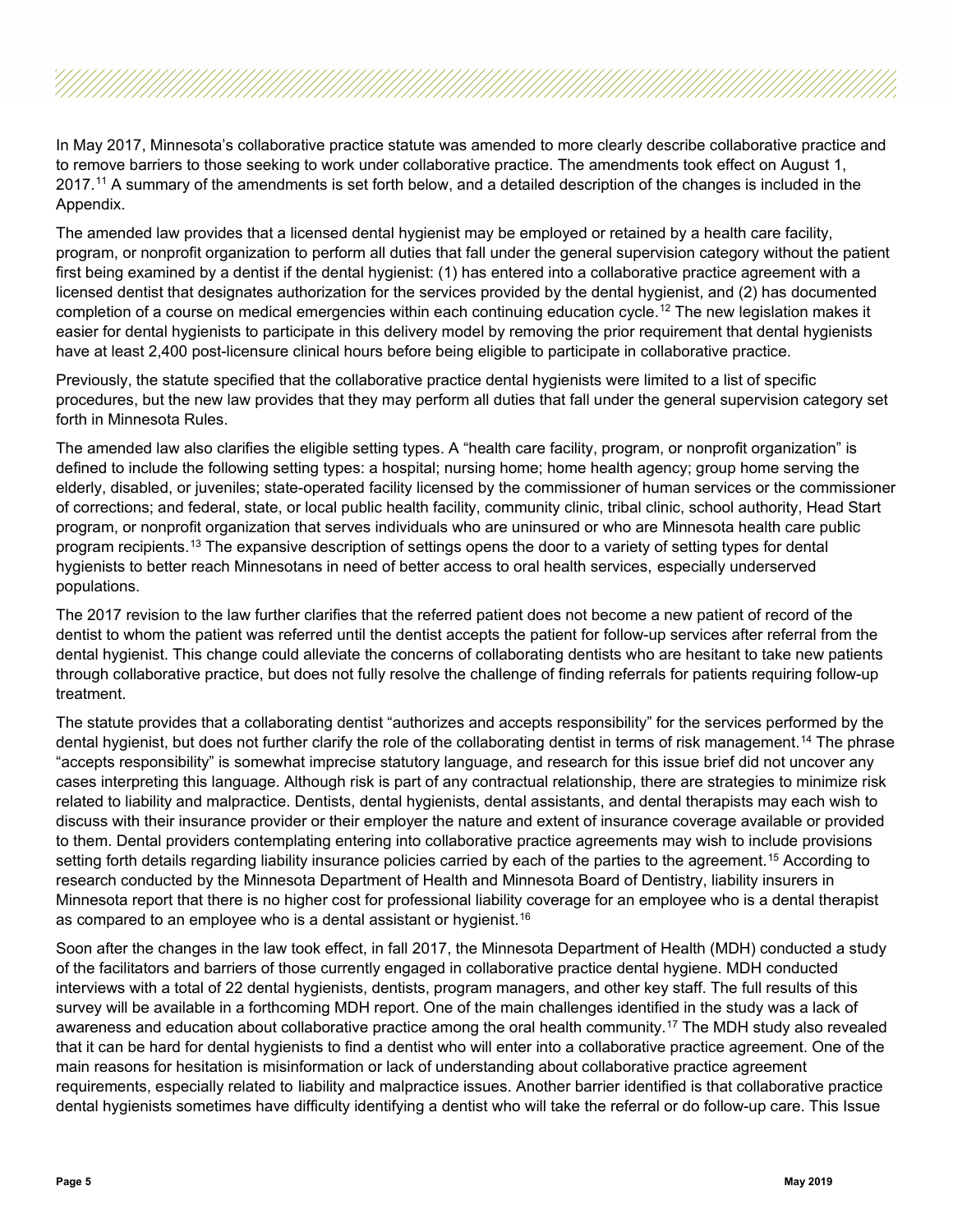In May 2017, Minnesota's collaborative practice statute was amended to more clearly describe collaborative practice and to remove barriers to those seeking to work under collaborative practice. The amendments took effect on August 1, 2017.[11] A summary of the amendments is set forth below, and a detailed description of the changes is included in the Appendix.

The amended law provides that a licensed dental hygienist may be employed or retained by a health care facility, program, or nonprofit organization to perform all duties that fall under the general supervision category without the patient first being examined by a dentist if the dental hygienist: (1) has entered into a collaborative practice agreement with a licensed dentist that designates authorization for the services provided by the dental hygienist, and (2) has documented completion of a course on medical emergencies within each continuing education cycle.[12] The new legislation makes it easier for dental hygienists to participate in this delivery model by removing the prior requirement that dental hygienists have at least 2,400 post-licensure clinical hours before being eligible to participate in collaborative practice.

Previously, the statute specified that the collaborative practice dental hygienists were limited to a list of specific procedures, but the new law provides that they may perform all duties that fall under the general supervision category set forth in Minnesota Rules.

The amended law also clarifies the eligible setting types. A "health care facility, program, or nonprofit organization" is defined to include the following setting types: a hospital; nursing home; home health agency; group home serving the elderly, disabled, or juveniles; state-operated facility licensed by the commissioner of human services or the commissioner of corrections; and federal, state, or local public health facility, community clinic, tribal clinic, school authority, Head Start program, or nonprofit organization that serves individuals who are uninsured or who are Minnesota health care public program recipients.[13] The expansive description of settings opens the door to a variety of setting types for dental hygienists to better reach Minnesotans in need of better access to oral health services, especially underserved populations.

The 2017 revision to the law further clarifies that the referred patient does not become a new patient of record of the dentist to whom the patient was referred until the dentist accepts the patient for follow-up services after referral from the dental hygienist. This change could alleviate the concerns of collaborating dentists who are hesitant to take new patients through collaborative practice, but does not fully resolve the challenge of finding referrals for patients requiring follow-up treatment.

The statute provides that a collaborating dentist "authorizes and accepts responsibility" for the services performed by the dental hygienist, but does not further clarify the role of the collaborating dentist in terms of risk management.[14] The phrase "accepts responsibility" is somewhat imprecise statutory language, and research for this issue brief did not uncover any cases interpreting this language. Although risk is part of any contractual relationship, there are strategies to minimize risk related to liability and malpractice. Dentists, dental hygienists, dental assistants, and dental therapists may each wish to discuss with their insurance provider or their employer the nature and extent of insurance coverage available or provided to them. Dental providers contemplating entering into collaborative practice agreements may wish to include provisions setting forth details regarding liability insurance policies carried by each of the parties to the agreement.[15] According to research conducted by the Minnesota Department of Health and Minnesota Board of Dentistry, liability insurers in Minnesota report that there is no higher cost for professional liability coverage for an employee who is a dental therapist as compared to an employee who is a dental assistant or hygienist.[16]

Soon after the changes in the law took effect, in fall 2017, the Minnesota Department of Health (MDH) conducted a study of the facilitators and barriers of those currently engaged in collaborative practice dental hygiene. MDH conducted interviews with a total of 22 dental hygienists, dentists, program managers, and other key staff. The full results of this survey will be available in a forthcoming MDH report. One of the main challenges identified in the study was a lack of awareness and education about collaborative practice among the oral health community.[17] The MDH study also revealed that it can be hard for dental hygienists to find a dentist who will enter into a collaborative practice agreement. One of the main reasons for hesitation is misinformation or lack of understanding about collaborative practice agreement requirements, especially related to liability and malpractice issues. Another barrier identified is that collaborative practice dental hygienists sometimes have difficulty identifying a dentist who will take the referral or do follow-up care. This Issue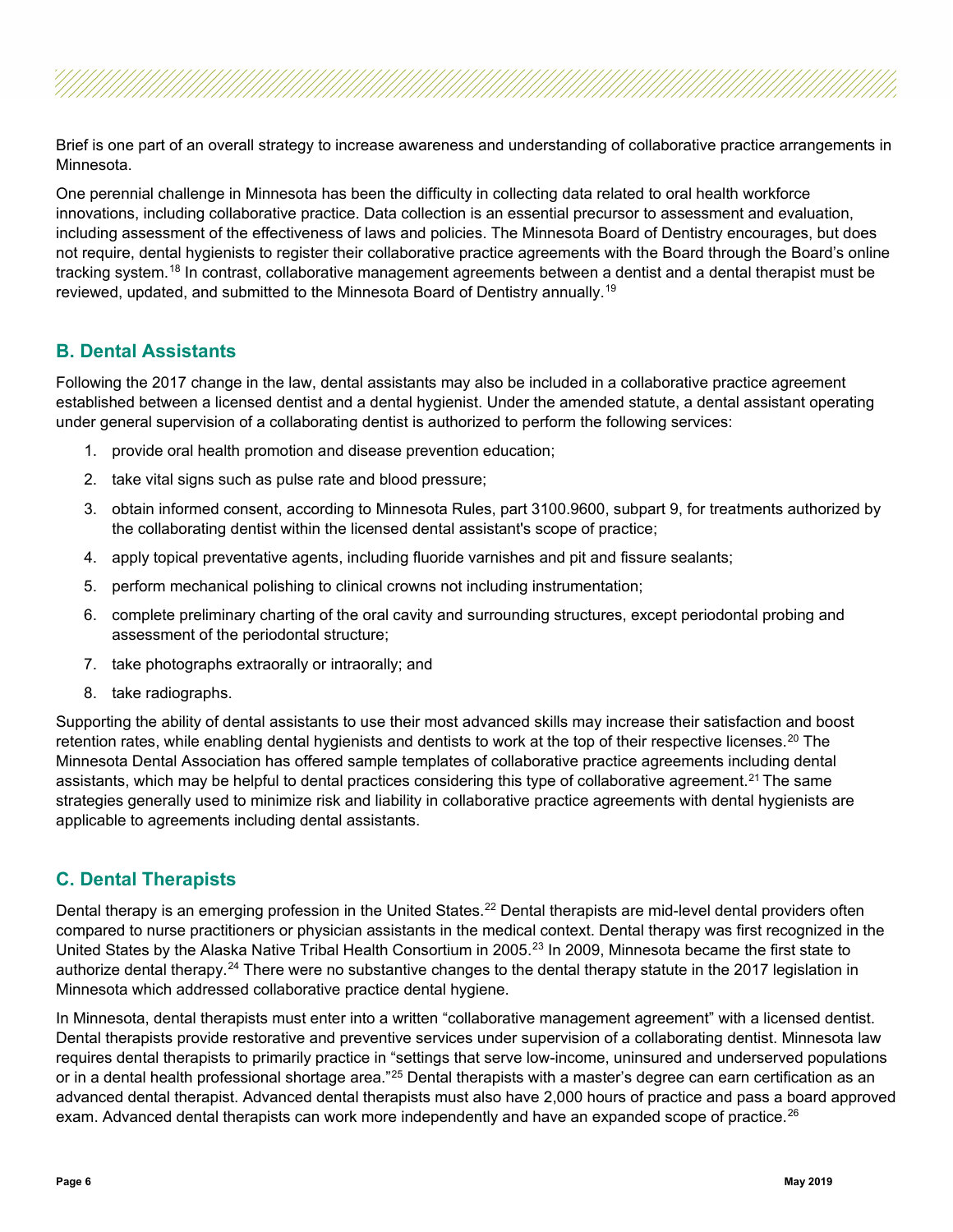Brief is one part of an overall strategy to increase awareness and understanding of collaborative practice arrangements in Minnesota.

One perennial challenge in Minnesota has been the difficulty in collecting data related to oral health workforce innovations, including collaborative practice. Data collection is an essential precursor to assessment and evaluation, including assessment of the effectiveness of laws and policies. The Minnesota Board of Dentistry encourages, but does not require, dental hygienists to register their collaborative practice agreements with the Board through the Board's online tracking system.[18] In contrast, collaborative management agreements between a dentist and a dental therapist must be reviewed, updated, and submitted to the Minnesota Board of Dentistry annually.[19]

## B. Dental Assistants

Following the 2017 change in the law, dental assistants may also be included in a collaborative practice agreement established between a licensed dentist and a dental hygienist. Under the amended statute, a dental assistant operating under general supervision of a collaborating dentist is authorized to perform the following services:

1. provide oral health promotion and disease prevention education;
2. take vital signs such as pulse rate and blood pressure;
3. obtain informed consent, according to Minnesota Rules, part 3100.9600, subpart 9, for treatments authorized by the collaborating dentist within the licensed dental assistant's scope of practice;
4. apply topical preventative agents, including fluoride varnishes and pit and fissure sealants;
5. perform mechanical polishing to clinical crowns not including instrumentation;
6. complete preliminary charting of the oral cavity and surrounding structures, except periodontal probing and assessment of the periodontal structure;
7. take photographs extraorally or intraorally; and
8. take radiographs.

Supporting the ability of dental assistants to use their most advanced skills may increase their satisfaction and boost retention rates, while enabling dental hygienists and dentists to work at the top of their respective licenses.[20] The Minnesota Dental Association has offered sample templates of collaborative practice agreements including dental assistants, which may be helpful to dental practices considering this type of collaborative agreement.[21] The same strategies generally used to minimize risk and liability in collaborative practice agreements with dental hygienists are applicable to agreements including dental assistants.

## C. Dental Therapists

Dental therapy is an emerging profession in the United States.[22] Dental therapists are mid-level dental providers often compared to nurse practitioners or physician assistants in the medical context. Dental therapy was first recognized in the United States by the Alaska Native Tribal Health Consortium in 2005.[23] In 2009, Minnesota became the first state to authorize dental therapy.[24] There were no substantive changes to the dental therapy statute in the 2017 legislation in Minnesota which addressed collaborative practice dental hygiene.

In Minnesota, dental therapists must enter into a written "collaborative management agreement" with a licensed dentist. Dental therapists provide restorative and preventive services under supervision of a collaborating dentist. Minnesota law requires dental therapists to primarily practice in "settings that serve low-income, uninsured and underserved populations or in a dental health professional shortage area."[25] Dental therapists with a master's degree can earn certification as an advanced dental therapist. Advanced dental therapists must also have 2,000 hours of practice and pass a board approved exam. Advanced dental therapists can work more independently and have an expanded scope of practice.[26]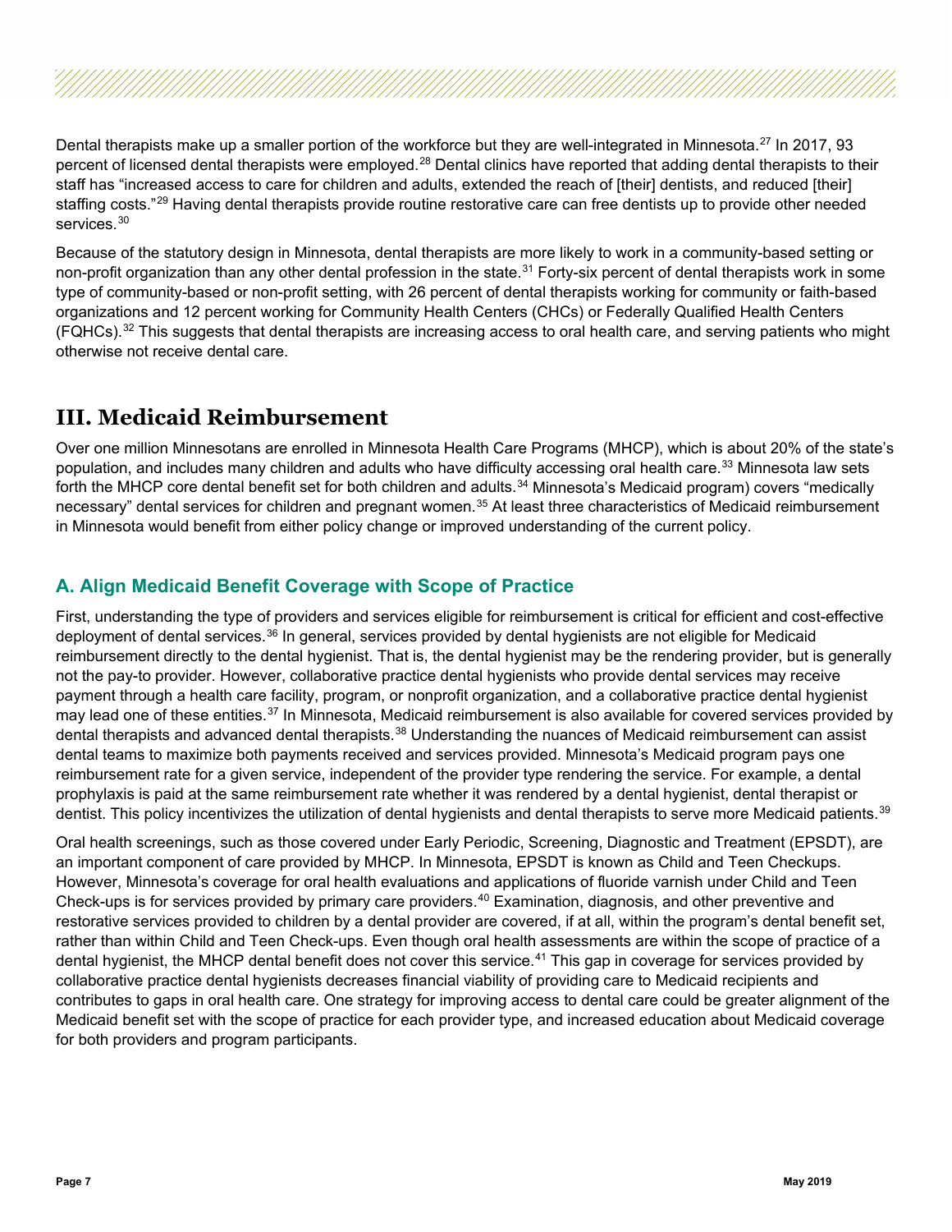Dental therapists make up a smaller portion of the workforce but they are well-integrated in Minnesota.[27] In 2017, 93 percent of licensed dental therapists were employed.[28] Dental clinics have reported that adding dental therapists to their staff has "increased access to care for children and adults, extended the reach of [their] dentists, and reduced [their] staffing costs."[29] Having dental therapists provide routine restorative care can free dentists up to provide other needed services.[30]

Because of the statutory design in Minnesota, dental therapists are more likely to work in a community-based setting or non-profit organization than any other dental profession in the state.[31] Forty-six percent of dental therapists work in some type of community-based or non-profit setting, with 26 percent of dental therapists working for community or faith-based organizations and 12 percent working for Community Health Centers (CHCs) or Federally Qualified Health Centers (FQHCs).[32] This suggests that dental therapists are increasing access to oral health care, and serving patients who might otherwise not receive dental care.

# III. Medicaid Reimbursement

Over one million Minnesotans are enrolled in Minnesota Health Care Programs (MHCP), which is about 20% of the state's population, and includes many children and adults who have difficulty accessing oral health care.[33] Minnesota law sets forth the MHCP core dental benefit set for both children and adults.[34] Minnesota's Medicaid program) covers "medically necessary" dental services for children and pregnant women.[35] At least three characteristics of Medicaid reimbursement in Minnesota would benefit from either policy change or improved understanding of the current policy.

## A. Align Medicaid Benefit Coverage with Scope of Practice

First, understanding the type of providers and services eligible for reimbursement is critical for efficient and cost-effective deployment of dental services.[36] In general, services provided by dental hygienists are not eligible for Medicaid reimbursement directly to the dental hygienist. That is, the dental hygienist may be the rendering provider, but is generally not the pay-to provider. However, collaborative practice dental hygienists who provide dental services may receive payment through a health care facility, program, or nonprofit organization, and a collaborative practice dental hygienist may lead one of these entities.[37] In Minnesota, Medicaid reimbursement is also available for covered services provided by dental therapists and advanced dental therapists.[38] Understanding the nuances of Medicaid reimbursement can assist dental teams to maximize both payments received and services provided. Minnesota's Medicaid program pays one reimbursement rate for a given service, independent of the provider type rendering the service. For example, a dental prophylaxis is paid at the same reimbursement rate whether it was rendered by a dental hygienist, dental therapist or dentist. This policy incentivizes the utilization of dental hygienists and dental therapists to serve more Medicaid patients.[39]

Oral health screenings, such as those covered under Early Periodic, Screening, Diagnostic and Treatment (EPSDT), are an important component of care provided by MHCP. In Minnesota, EPSDT is known as Child and Teen Checkups. However, Minnesota's coverage for oral health evaluations and applications of fluoride varnish under Child and Teen Check-ups is for services provided by primary care providers.[40] Examination, diagnosis, and other preventive and restorative services provided to children by a dental provider are covered, if at all, within the program's dental benefit set, rather than within Child and Teen Check-ups. Even though oral health assessments are within the scope of practice of a dental hygienist, the MHCP dental benefit does not cover this service.[41] This gap in coverage for services provided by collaborative practice dental hygienists decreases financial viability of providing care to Medicaid recipients and contributes to gaps in oral health care. One strategy for improving access to dental care could be greater alignment of the Medicaid benefit set with the scope of practice for each provider type, and increased education about Medicaid coverage for both providers and program participants.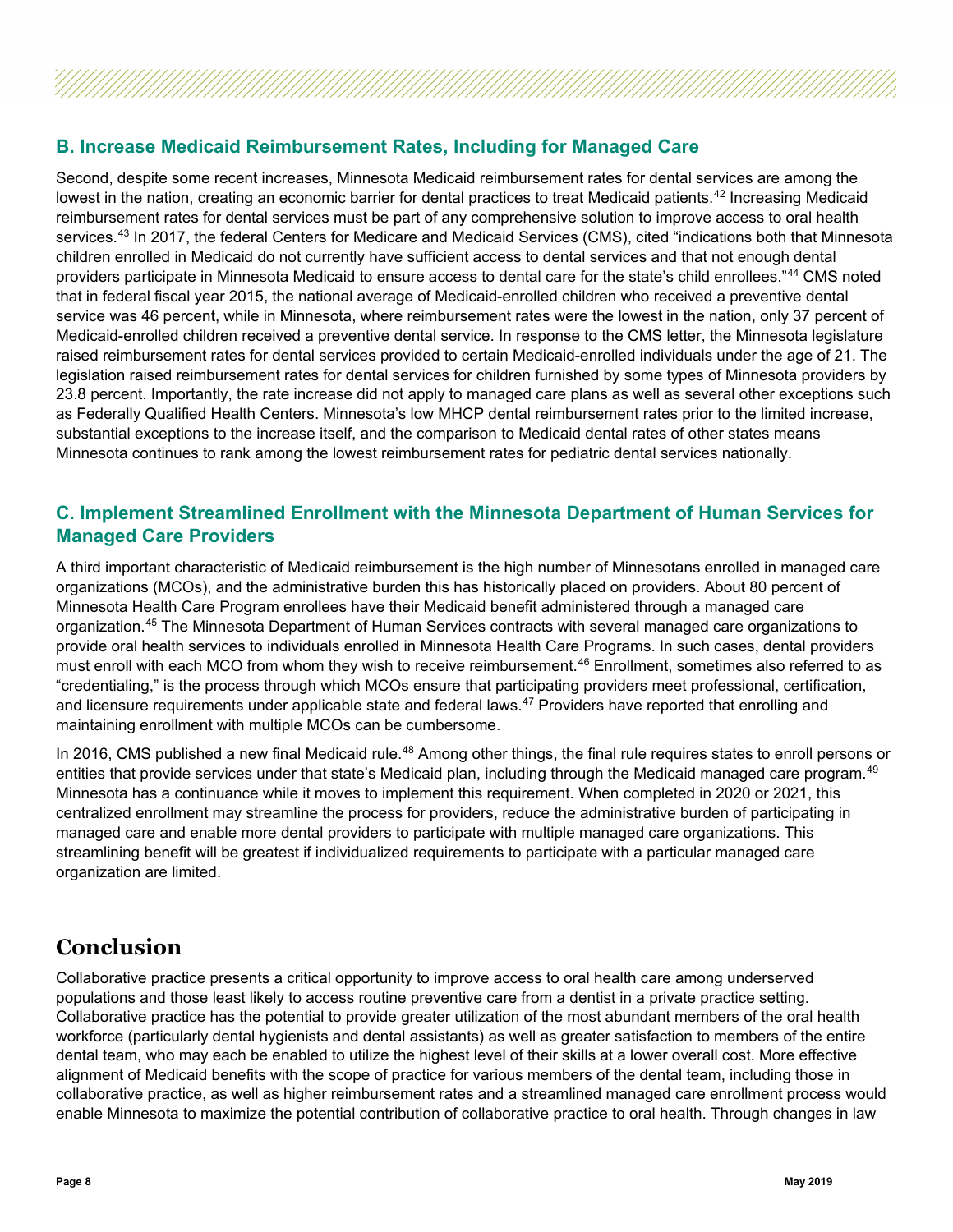## B. Increase Medicaid Reimbursement Rates, Including for Managed Care

Second, despite some recent increases, Minnesota Medicaid reimbursement rates for dental services are among the lowest in the nation, creating an economic barrier for dental practices to treat Medicaid patients.[42] Increasing Medicaid reimbursement rates for dental services must be part of any comprehensive solution to improve access to oral health services.[43] In 2017, the federal Centers for Medicare and Medicaid Services (CMS), cited "indications both that Minnesota children enrolled in Medicaid do not currently have sufficient access to dental services and that not enough dental providers participate in Minnesota Medicaid to ensure access to dental care for the state's child enrollees."[44] CMS noted that in federal fiscal year 2015, the national average of Medicaid-enrolled children who received a preventive dental service was 46 percent, while in Minnesota, where reimbursement rates were the lowest in the nation, only 37 percent of Medicaid-enrolled children received a preventive dental service. In response to the CMS letter, the Minnesota legislature raised reimbursement rates for dental services provided to certain Medicaid-enrolled individuals under the age of 21. The legislation raised reimbursement rates for dental services for children furnished by some types of Minnesota providers by 23.8 percent. Importantly, the rate increase did not apply to managed care plans as well as several other exceptions such as Federally Qualified Health Centers. Minnesota's low MHCP dental reimbursement rates prior to the limited increase, substantial exceptions to the increase itself, and the comparison to Medicaid dental rates of other states means Minnesota continues to rank among the lowest reimbursement rates for pediatric dental services nationally.

## C. Implement Streamlined Enrollment with the Minnesota Department of Human Services for Managed Care Providers

A third important characteristic of Medicaid reimbursement is the high number of Minnesotans enrolled in managed care organizations (MCOs), and the administrative burden this has historically placed on providers. About 80 percent of Minnesota Health Care Program enrollees have their Medicaid benefit administered through a managed care organization.[45] The Minnesota Department of Human Services contracts with several managed care organizations to provide oral health services to individuals enrolled in Minnesota Health Care Programs. In such cases, dental providers must enroll with each MCO from whom they wish to receive reimbursement.[46] Enrollment, sometimes also referred to as "credentialing," is the process through which MCOs ensure that participating providers meet professional, certification, and licensure requirements under applicable state and federal laws.[47] Providers have reported that enrolling and maintaining enrollment with multiple MCOs can be cumbersome.

In 2016, CMS published a new final Medicaid rule.[48] Among other things, the final rule requires states to enroll persons or entities that provide services under that state's Medicaid plan, including through the Medicaid managed care program.[49] Minnesota has a continuance while it moves to implement this requirement. When completed in 2020 or 2021, this centralized enrollment may streamline the process for providers, reduce the administrative burden of participating in managed care and enable more dental providers to participate with multiple managed care organizations. This streamlining benefit will be greatest if individualized requirements to participate with a particular managed care organization are limited.

# Conclusion

Collaborative practice presents a critical opportunity to improve access to oral health care among underserved populations and those least likely to access routine preventive care from a dentist in a private practice setting. Collaborative practice has the potential to provide greater utilization of the most abundant members of the oral health workforce (particularly dental hygienists and dental assistants) as well as greater satisfaction to members of the entire dental team, who may each be enabled to utilize the highest level of their skills at a lower overall cost. More effective alignment of Medicaid benefits with the scope of practice for various members of the dental team, including those in collaborative practice, as well as higher reimbursement rates and a streamlined managed care enrollment process would enable Minnesota to maximize the potential contribution of collaborative practice to oral health. Through changes in law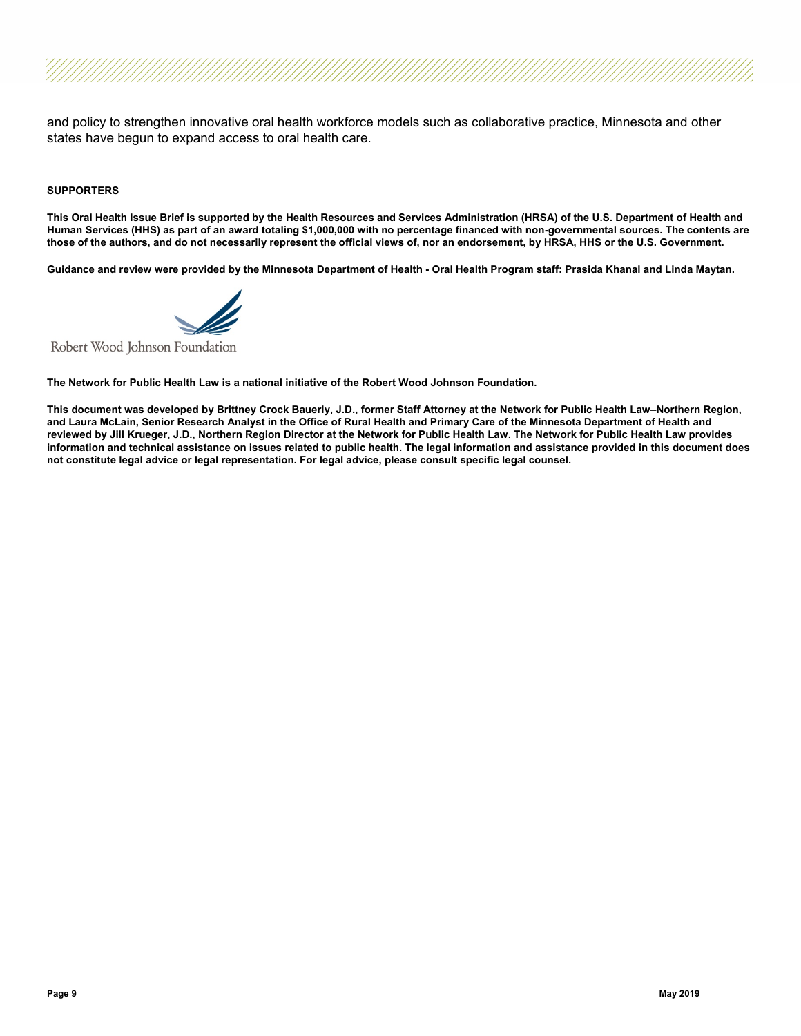and policy to strengthen innovative oral health workforce models such as collaborative practice, Minnesota and other states have begun to expand access to oral health care.

**SUPPORTERS**

**This Oral Health Issue Brief is supported by the Health Resources and Services Administration (HRSA) of the U.S. Department of Health and Human Services (HHS) as part of an award totaling $1,000,000 with no percentage financed with non-governmental sources. The contents are those of the authors, and do not necessarily represent the official views of, nor an endorsement, by HRSA, HHS or the U.S. Government.**

**Guidance and review were provided by the Minnesota Department of Health - Oral Health Program staff: Prasida Khanal and Linda Maytan.**

Robert Wood Johnson Foundation

**The Network for Public Health Law is a national initiative of the Robert Wood Johnson Foundation.**

**This document was developed by Brittney Crock Bauerly, J.D., former Staff Attorney at the Network for Public Health Law–Northern Region, and Laura McLain, Senior Research Analyst in the Office of Rural Health and Primary Care of the Minnesota Department of Health and reviewed by Jill Krueger, J.D., Northern Region Director at the Network for Public Health Law. The Network for Public Health Law provides information and technical assistance on issues related to public health. The legal information and assistance provided in this document does not constitute legal advice or legal representation. For legal advice, please consult specific legal counsel.**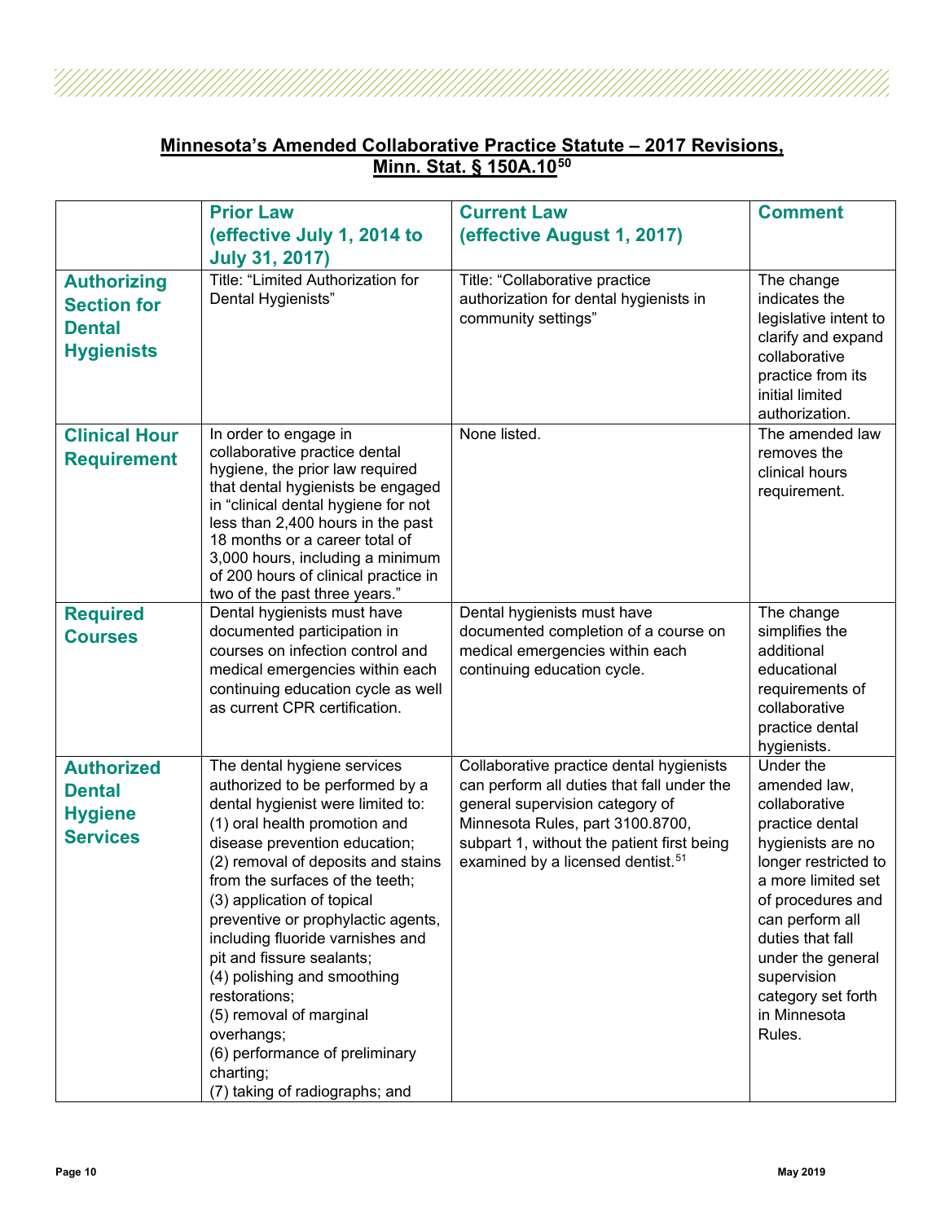## Minnesota's Amended Collaborative Practice Statute – 2017 Revisions, Minn. Stat. § 150A.10[50]

| | Prior Law (effective July 1, 2014 to July 31, 2017) | Current Law (effective August 1, 2017) | Comment |
|---|---|---|---|
| **Authorizing Section for Dental Hygienists** | Title: "Limited Authorization for Dental Hygienists" | Title: "Collaborative practice authorization for dental hygienists in community settings" | The change indicates the legislative intent to clarify and expand collaborative practice from its initial limited authorization. |
| **Clinical Hour Requirement** | In order to engage in collaborative practice dental hygiene, the prior law required that dental hygienists be engaged in "clinical dental hygiene for not less than 2,400 hours in the past 18 months or a career total of 3,000 hours, including a minimum of 200 hours of clinical practice in two of the past three years." | None listed. | The amended law removes the clinical hours requirement. |
| **Required Courses** | Dental hygienists must have documented participation in courses on infection control and medical emergencies within each continuing education cycle as well as current CPR certification. | Dental hygienists must have documented completion of a course on medical emergencies within each continuing education cycle. | The change simplifies the additional educational requirements of collaborative practice dental hygienists. |
| **Authorized Dental Hygiene Services** | The dental hygiene services authorized to be performed by a dental hygienist were limited to: (1) oral health promotion and disease prevention education; (2) removal of deposits and stains from the surfaces of the teeth; (3) application of topical preventive or prophylactic agents, including fluoride varnishes and pit and fissure sealants; (4) polishing and smoothing restorations; (5) removal of marginal overhangs; (6) performance of preliminary charting; (7) taking of radiographs; and | Collaborative practice dental hygienists can perform all duties that fall under the general supervision category of Minnesota Rules, part 3100.8700, subpart 1, without the patient first being examined by a licensed dentist.[51] | Under the amended law, collaborative practice dental hygienists are no longer restricted to a more limited set of procedures and can perform all duties that fall under the general supervision category set forth in Minnesota Rules. |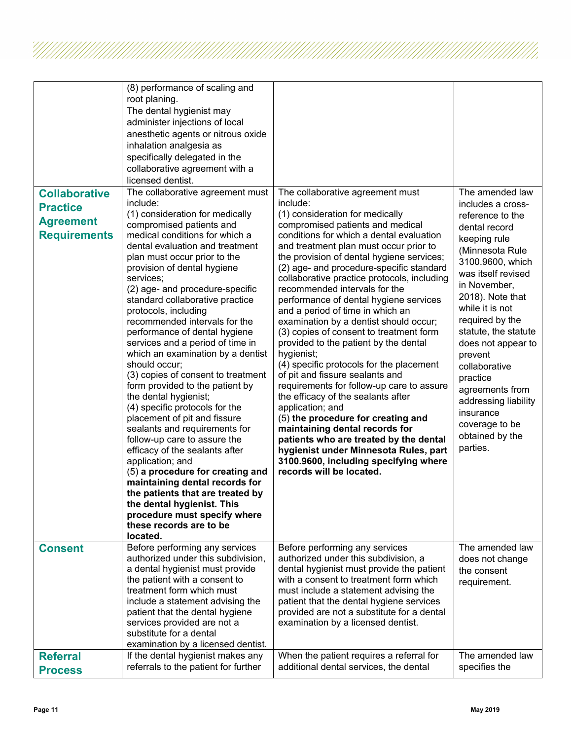| | | | |
|---|---|---|---|
| | (8) performance of scaling and root planing. The dental hygienist may administer injections of local anesthetic agents or nitrous oxide inhalation analgesia as specifically delegated in the collaborative agreement with a licensed dentist. | | |
| **Collaborative Practice Agreement Requirements** | The collaborative agreement must include: (1) consideration for medically compromised patients and medical conditions for which a dental evaluation and treatment plan must occur prior to the provision of dental hygiene services; (2) age- and procedure-specific standard collaborative practice protocols, including recommended intervals for the performance of dental hygiene services and a period of time in which an examination by a dentist should occur; (3) copies of consent to treatment form provided to the patient by the dental hygienist; (4) specific protocols for the placement of pit and fissure sealants and requirements for follow-up care to assure the efficacy of the sealants after application; and (5) **a procedure for creating and maintaining dental records for the patients that are treated by the dental hygienist. This procedure must specify where these records are to be located.** | The collaborative agreement must include: (1) consideration for medically compromised patients and medical conditions for which a dental evaluation and treatment plan must occur prior to the provision of dental hygiene services; (2) age- and procedure-specific standard collaborative practice protocols, including recommended intervals for the performance of dental hygiene services and a period of time in which an examination by a dentist should occur; (3) copies of consent to treatment form provided to the patient by the dental hygienist; (4) specific protocols for the placement of pit and fissure sealants and requirements for follow-up care to assure the efficacy of the sealants after application; and (5) **the procedure for creating and maintaining dental records for patients who are treated by the dental hygienist under Minnesota Rules, part 3100.9600, including specifying where records will be located.** | The amended law includes a cross-reference to the dental record keeping rule (Minnesota Rule 3100.9600, which was itself revised in November, 2018). Note that while it is not required by the statute, the statute does not appear to prevent collaborative practice agreements from addressing liability insurance coverage to be obtained by the parties. |
| **Consent** | Before performing any services authorized under this subdivision, a dental hygienist must provide the patient with a consent to treatment form which must include a statement advising the patient that the dental hygiene services provided are not a substitute for a dental examination by a licensed dentist. | Before performing any services authorized under this subdivision, a dental hygienist must provide the patient with a consent to treatment form which must include a statement advising the patient that the dental hygiene services provided are not a substitute for a dental examination by a licensed dentist. | The amended law does not change the consent requirement. |
| **Referral Process** | If the dental hygienist makes any referrals to the patient for further | When the patient requires a referral for additional dental services, the dental | The amended law specifies the |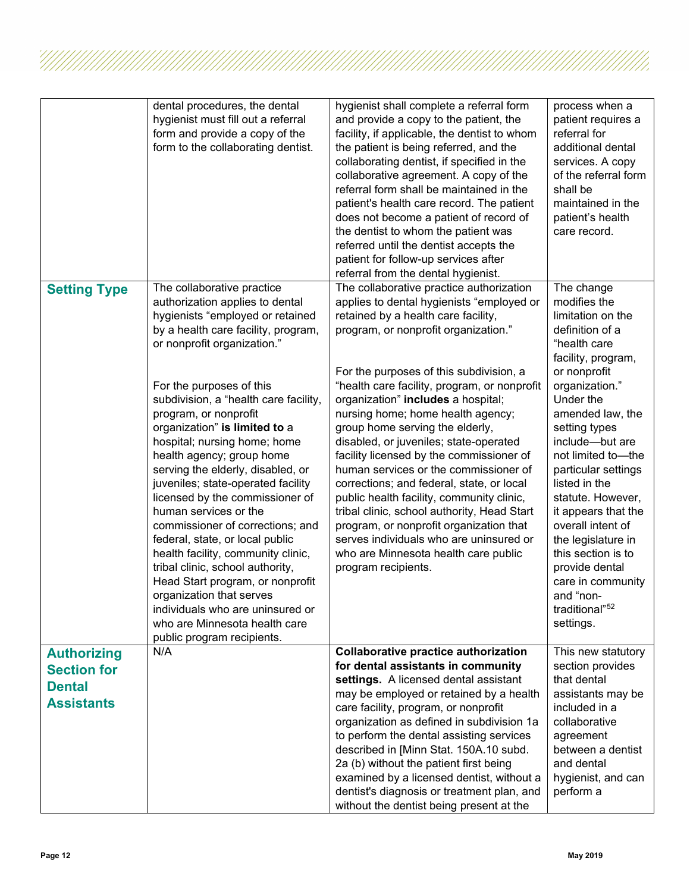| | | | |
|---|---|---|---|
| | dental procedures, the dental hygienist must fill out a referral form and provide a copy of the form to the collaborating dentist. | hygienist shall complete a referral form and provide a copy to the patient, the facility, if applicable, the dentist to whom the patient is being referred, and the collaborating dentist, if specified in the collaborative agreement. A copy of the referral form shall be maintained in the patient's health care record. The patient does not become a patient of record of the dentist to whom the patient was referred until the dentist accepts the patient for follow-up services after referral from the dental hygienist. | process when a patient requires a referral for additional dental services. A copy of the referral form shall be maintained in the patient's health care record. |
| **Setting Type** | The collaborative practice authorization applies to dental hygienists "employed or retained by a health care facility, program, or nonprofit organization."<br><br>For the purposes of this subdivision, a "health care facility, program, or nonprofit organization" **is limited to** a hospital; nursing home; home health agency; group home serving the elderly, disabled, or juveniles; state-operated facility licensed by the commissioner of human services or the commissioner of corrections; and federal, state, or local public health facility, community clinic, tribal clinic, school authority, Head Start program, or nonprofit organization that serves individuals who are uninsured or who are Minnesota health care public program recipients. | The collaborative practice authorization applies to dental hygienists "employed or retained by a health care facility, program, or nonprofit organization."<br><br>For the purposes of this subdivision, a "health care facility, program, or nonprofit organization" **includes** a hospital; nursing home; home health agency; group home serving the elderly, disabled, or juveniles; state-operated facility licensed by the commissioner of human services or the commissioner of corrections; and federal, state, or local public health facility, community clinic, tribal clinic, school authority, Head Start program, or nonprofit organization that serves individuals who are uninsured or who are Minnesota health care public program recipients. | The change modifies the limitation on the definition of a "health care facility, program, or nonprofit organization." Under the amended law, the setting types include—but are not limited to—the particular settings listed in the statute. However, it appears that the overall intent of the legislature in this section is to provide dental care in community and "non-traditional"[52] settings. |
| **Authorizing Section for Dental Assistants** | N/A | **Collaborative practice authorization for dental assistants in community settings.** A licensed dental assistant may be employed or retained by a health care facility, program, or nonprofit organization as defined in subdivision 1a to perform the dental assisting services described in [Minn Stat. 150A.10 subd. 2a (b) without the patient first being examined by a licensed dentist, without a dentist's diagnosis or treatment plan, and without the dentist being present at the | This new statutory section provides that dental assistants may be included in a collaborative agreement between a dentist and dental hygienist, and can perform a |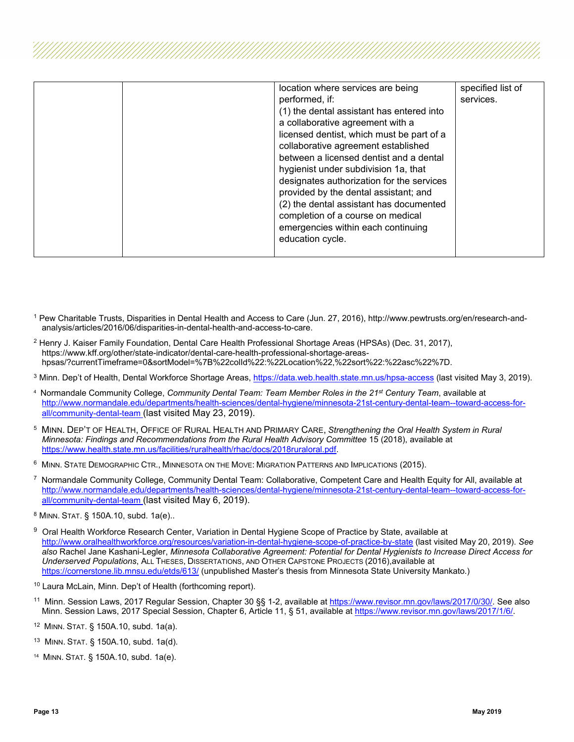| | | | |
|---|---|---|---|
| | | location where services are being performed, if: (1) the dental assistant has entered into a collaborative agreement with a licensed dentist, which must be part of a collaborative agreement established between a licensed dentist and a dental hygienist under subdivision 1a, that designates authorization for the services provided by the dental assistant; and (2) the dental assistant has documented completion of a course on medical emergencies within each continuing education cycle. | specified list of services. |

[1] Pew Charitable Trusts, Disparities in Dental Health and Access to Care (Jun. 27, 2016), http://www.pewtrusts.org/en/research-and-analysis/articles/2016/06/disparities-in-dental-health-and-access-to-care.

[2] Henry J. Kaiser Family Foundation, Dental Care Health Professional Shortage Areas (HPSAs) (Dec. 31, 2017), https://www.kff.org/other/state-indicator/dental-care-health-professional-shortage-areas-hpsas/?currentTimeframe=0&sortModel=%7B%22colId%22:%22Location%22,%22sort%22:%22asc%22%7D.

[3] Minn. Dep't of Health, Dental Workforce Shortage Areas, https://data.web.health.state.mn.us/hpsa-access (last visited May 3, 2019).

[4] Normandale Community College, *Community Dental Team: Team Member Roles in the 21st Century Team*, available at http://www.normandale.edu/departments/health-sciences/dental-hygiene/minnesota-21st-century-dental-team--toward-access-for-all/community-dental-team (last visited May 23, 2019).

[5] MINN. DEP'T OF HEALTH, OFFICE OF RURAL HEALTH AND PRIMARY CARE, *Strengthening the Oral Health System in Rural Minnesota: Findings and Recommendations from the Rural Health Advisory Committee* 15 (2018), available at https://www.health.state.mn.us/facilities/ruralhealth/rhac/docs/2018ruraloral.pdf.

[6] MINN. STATE DEMOGRAPHIC CTR., MINNESOTA ON THE MOVE: MIGRATION PATTERNS AND IMPLICATIONS (2015).

[7] Normandale Community College, Community Dental Team: Collaborative, Competent Care and Health Equity for All, available at http://www.normandale.edu/departments/health-sciences/dental-hygiene/minnesota-21st-century-dental-team--toward-access-for-all/community-dental-team (last visited May 6, 2019).

[8] MINN. STAT. § 150A.10, subd. 1a(e)..

[9] Oral Health Workforce Research Center, Variation in Dental Hygiene Scope of Practice by State, available at http://www.oralhealthworkforce.org/resources/variation-in-dental-hygiene-scope-of-practice-by-state (last visited May 20, 2019). *See also* Rachel Jane Kashani-Legler, *Minnesota Collaborative Agreement: Potential for Dental Hygienists to Increase Direct Access for Underserved Populations*, ALL THESES, DISSERTATIONS, AND OTHER CAPSTONE PROJECTS (2016),available at https://cornerstone.lib.mnsu.edu/etds/613/ (unpublished Master's thesis from Minnesota State University Mankato.)

[10] Laura McLain, Minn. Dep't of Health (forthcoming report).

[11] Minn. Session Laws, 2017 Regular Session, Chapter 30 §§ 1-2, available at https://www.revisor.mn.gov/laws/2017/0/30/. See also Minn. Session Laws, 2017 Special Session, Chapter 6, Article 11, § 51, available at https://www.revisor.mn.gov/laws/2017/1/6/.

[12] MINN. STAT. § 150A.10, subd. 1a(a).

[13] MINN. STAT. § 150A.10, subd. 1a(d).

[14] MINN. STAT. § 150A.10, subd. 1a(e).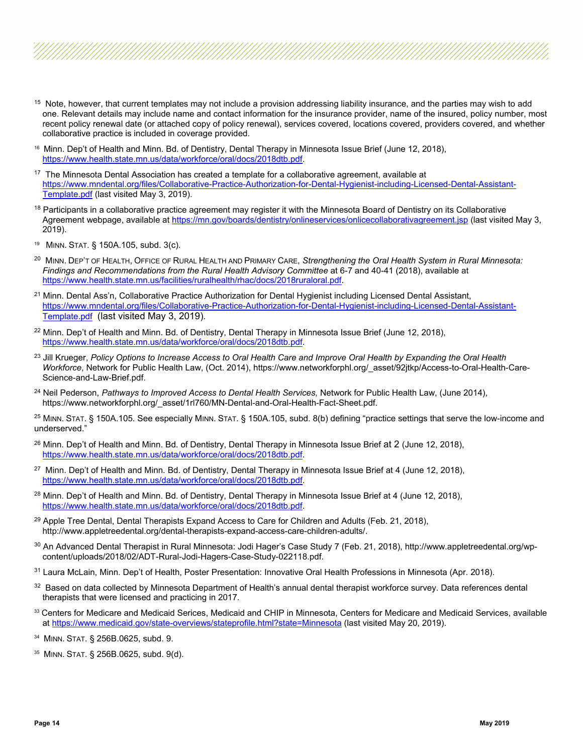[15] Note, however, that current templates may not include a provision addressing liability insurance, and the parties may wish to add one. Relevant details may include name and contact information for the insurance provider, name of the insured, policy number, most recent policy renewal date (or attached copy of policy renewal), services covered, locations covered, providers covered, and whether collaborative practice is included in coverage provided.

[16] Minn. Dep't of Health and Minn. Bd. of Dentistry, Dental Therapy in Minnesota Issue Brief (June 12, 2018), https://www.health.state.mn.us/data/workforce/oral/docs/2018dtb.pdf.

[17] The Minnesota Dental Association has created a template for a collaborative agreement, available at https://www.mndental.org/files/Collaborative-Practice-Authorization-for-Dental-Hygienist-including-Licensed-Dental-Assistant-Template.pdf (last visited May 3, 2019).

[18] Participants in a collaborative practice agreement may register it with the Minnesota Board of Dentistry on its Collaborative Agreement webpage, available at https://mn.gov/boards/dentistry/onlineservices/onlicecollaborativagreement.jsp (last visited May 3, 2019).

[19] MINN. STAT. § 150A.105, subd. 3(c).

[20] MINN. DEP'T OF HEALTH, OFFICE OF RURAL HEALTH AND PRIMARY CARE, *Strengthening the Oral Health System in Rural Minnesota: Findings and Recommendations from the Rural Health Advisory Committee* at 6-7 and 40-41 (2018), available at https://www.health.state.mn.us/facilities/ruralhealth/rhac/docs/2018ruraloral.pdf.

[21] Minn. Dental Ass'n, Collaborative Practice Authorization for Dental Hygienist including Licensed Dental Assistant, https://www.mndental.org/files/Collaborative-Practice-Authorization-for-Dental-Hygienist-including-Licensed-Dental-Assistant-Template.pdf (last visited May 3, 2019).

[22] Minn. Dep't of Health and Minn. Bd. of Dentistry, Dental Therapy in Minnesota Issue Brief (June 12, 2018), https://www.health.state.mn.us/data/workforce/oral/docs/2018dtb.pdf.

[23] Jill Krueger, *Policy Options to Increase Access to Oral Health Care and Improve Oral Health by Expanding the Oral Health Workforce*, Network for Public Health Law, (Oct. 2014), https://www.networkforphl.org/_asset/92jtkp/Access-to-Oral-Health-Care-Science-and-Law-Brief.pdf.

[24] Neil Pederson, *Pathways to Improved Access to Dental Health Services,* Network for Public Health Law, (June 2014), https://www.networkforphl.org/_asset/1rl760/MN-Dental-and-Oral-Health-Fact-Sheet.pdf.

[25] MINN. STAT. § 150A.105. See especially MINN. STAT. § 150A.105, subd. 8(b) defining "practice settings that serve the low-income and underserved."

[26] Minn. Dep't of Health and Minn. Bd. of Dentistry, Dental Therapy in Minnesota Issue Brief at 2 (June 12, 2018), https://www.health.state.mn.us/data/workforce/oral/docs/2018dtb.pdf.

[27] Minn. Dep't of Health and Minn. Bd. of Dentistry, Dental Therapy in Minnesota Issue Brief at 4 (June 12, 2018), https://www.health.state.mn.us/data/workforce/oral/docs/2018dtb.pdf.

[28] Minn. Dep't of Health and Minn. Bd. of Dentistry, Dental Therapy in Minnesota Issue Brief at 4 (June 12, 2018), https://www.health.state.mn.us/data/workforce/oral/docs/2018dtb.pdf.

[29] Apple Tree Dental, Dental Therapists Expand Access to Care for Children and Adults (Feb. 21, 2018), http://www.appletreedental.org/dental-therapists-expand-access-care-children-adults/.

[30] An Advanced Dental Therapist in Rural Minnesota: Jodi Hager's Case Study 7 (Feb. 21, 2018), http://www.appletreedental.org/wp-content/uploads/2018/02/ADT-Rural-Jodi-Hagers-Case-Study-022118.pdf.

[31] Laura McLain, Minn. Dep't of Health, Poster Presentation: Innovative Oral Health Professions in Minnesota (Apr. 2018).

[32] Based on data collected by Minnesota Department of Health's annual dental therapist workforce survey. Data references dental therapists that were licensed and practicing in 2017.

[33] Centers for Medicare and Medicaid Serices, Medicaid and CHIP in Minnesota, Centers for Medicare and Medicaid Services, available at https://www.medicaid.gov/state-overviews/stateprofile.html?state=Minnesota (last visited May 20, 2019).

[34] MINN. STAT. § 256B.0625, subd. 9.

[35] MINN. STAT. § 256B.0625, subd. 9(d).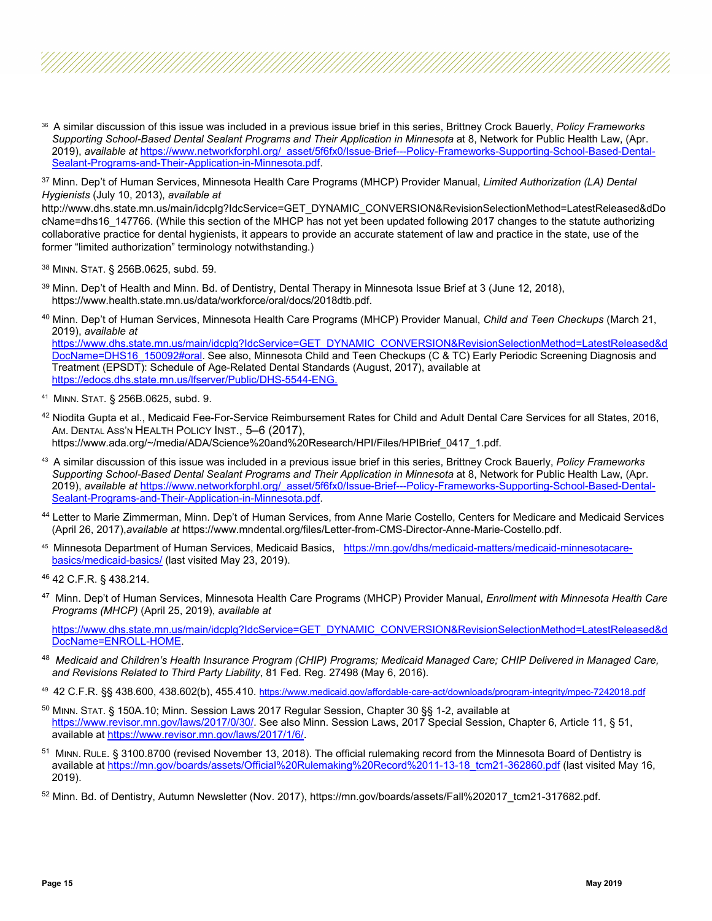[36] A similar discussion of this issue was included in a previous issue brief in this series, Brittney Crock Bauerly, *Policy Frameworks Supporting School-Based Dental Sealant Programs and Their Application in Minnesota* at 8, Network for Public Health Law, (Apr. 2019), *available at* https://www.networkforphl.org/_asset/5f6fx0/Issue-Brief---Policy-Frameworks-Supporting-School-Based-Dental-Sealant-Programs-and-Their-Application-in-Minnesota.pdf.

[37] Minn. Dep't of Human Services, Minnesota Health Care Programs (MHCP) Provider Manual, *Limited Authorization (LA) Dental Hygienists* (July 10, 2013), *available at* http://www.dhs.state.mn.us/main/idcplg?IdcService=GET_DYNAMIC_CONVERSION&RevisionSelectionMethod=LatestReleased&dDocName=dhs16_147766. (While this section of the MHCP has not yet been updated following 2017 changes to the statute authorizing collaborative practice for dental hygienists, it appears to provide an accurate statement of law and practice in the state, use of the former "limited authorization" terminology notwithstanding.)

[38] MINN. STAT. § 256B.0625, subd. 59.

[39] Minn. Dep't of Health and Minn. Bd. of Dentistry, Dental Therapy in Minnesota Issue Brief at 3 (June 12, 2018), https://www.health.state.mn.us/data/workforce/oral/docs/2018dtb.pdf.

[40] Minn. Dep't of Human Services, Minnesota Health Care Programs (MHCP) Provider Manual, *Child and Teen Checkups* (March 21, 2019), *available at* https://www.dhs.state.mn.us/main/idcplg?IdcService=GET_DYNAMIC_CONVERSION&RevisionSelectionMethod=LatestReleased&dDocName=DHS16_150092#oral. See also, Minnesota Child and Teen Checkups (C & TC) Early Periodic Screening Diagnosis and Treatment (EPSDT): Schedule of Age-Related Dental Standards (August, 2017), available at https://edocs.dhs.state.mn.us/lfserver/Public/DHS-5544-ENG.

[41] MINN. STAT. § 256B.0625, subd. 9.

[42] Niodita Gupta et al., Medicaid Fee-For-Service Reimbursement Rates for Child and Adult Dental Care Services for all States, 2016, AM. DENTAL ASS'N HEALTH POLICY INST., 5–6 (2017), https://www.ada.org/~/media/ADA/Science%20and%20Research/HPI/Files/HPIBrief_0417_1.pdf.

[43] A similar discussion of this issue was included in a previous issue brief in this series, Brittney Crock Bauerly, *Policy Frameworks Supporting School-Based Dental Sealant Programs and Their Application in Minnesota* at 8, Network for Public Health Law, (Apr. 2019), *available at* https://www.networkforphl.org/_asset/5f6fx0/Issue-Brief---Policy-Frameworks-Supporting-School-Based-Dental-Sealant-Programs-and-Their-Application-in-Minnesota.pdf.

[44] Letter to Marie Zimmerman, Minn. Dep't of Human Services, from Anne Marie Costello, Centers for Medicare and Medicaid Services (April 26, 2017),*available at* https://www.mndental.org/files/Letter-from-CMS-Director-Anne-Marie-Costello.pdf.

[45] Minnesota Department of Human Services, Medicaid Basics, https://mn.gov/dhs/medicaid-matters/medicaid-minnesotacare-basics/medicaid-basics/ (last visited May 23, 2019).

[46] 42 C.F.R. § 438.214.

[47] Minn. Dep't of Human Services, Minnesota Health Care Programs (MHCP) Provider Manual, *Enrollment with Minnesota Health Care Programs (MHCP)* (April 25, 2019), *available at*

https://www.dhs.state.mn.us/main/idcplg?IdcService=GET_DYNAMIC_CONVERSION&RevisionSelectionMethod=LatestReleased&dDocName=ENROLL-HOME.

[48] *Medicaid and Children's Health Insurance Program (CHIP) Programs; Medicaid Managed Care; CHIP Delivered in Managed Care, and Revisions Related to Third Party Liability*, 81 Fed. Reg. 27498 (May 6, 2016).

[49] 42 C.F.R. §§ 438.600, 438.602(b), 455.410. https://www.medicaid.gov/affordable-care-act/downloads/program-integrity/mpec-7242018.pdf

[50] MINN. STAT. § 150A.10; Minn. Session Laws 2017 Regular Session, Chapter 30 §§ 1-2, available at https://www.revisor.mn.gov/laws/2017/0/30/. See also Minn. Session Laws, 2017 Special Session, Chapter 6, Article 11, § 51, available at https://www.revisor.mn.gov/laws/2017/1/6/.

[51] MINN. RULE. § 3100.8700 (revised November 13, 2018). The official rulemaking record from the Minnesota Board of Dentistry is available at https://mn.gov/boards/assets/Official%20Rulemaking%20Record%2011-13-18_tcm21-362860.pdf (last visited May 16, 2019).

[52] Minn. Bd. of Dentistry, Autumn Newsletter (Nov. 2017), https://mn.gov/boards/assets/Fall%202017_tcm21-317682.pdf.